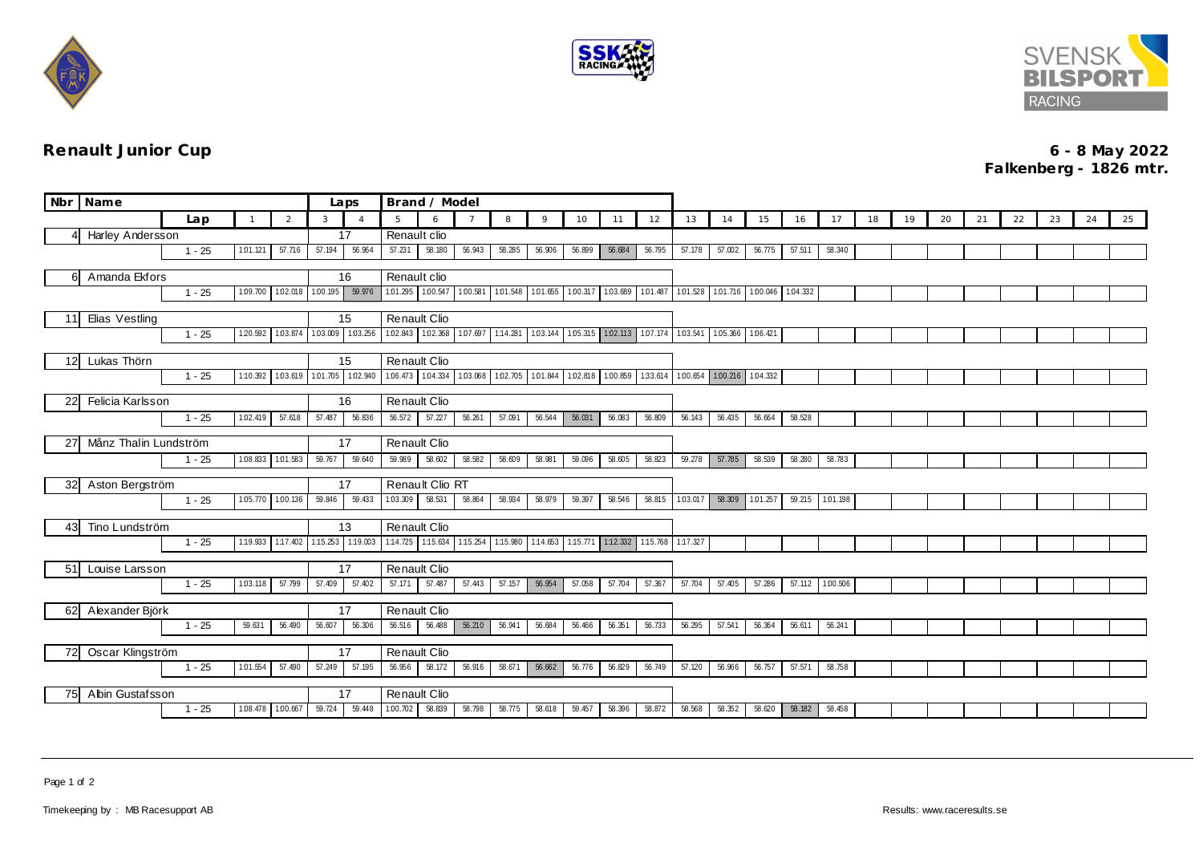# Renault Junior Cup

**6 - 8 May 2022**
**Falkenberg - 1826 mtr.**

| Nbr | Name | Lap | 1 | 2 | 3 | 4 | 5 | 6 | 7 | 8 | 9 | 10 | 11 | 12 | 13 | 14 | 15 | 16 | 17 | 18 | 19 | 20 | 21 | 22 | 23 | 24 | 25 |
|---|---|---|---|---|---|---|---|---|---|---|---|---|---|---|---|---|---|---|---|---|---|---|---|---|---|---|---|
| 4 | Harley Andersson | Laps: 17 | Renault clio | | | | | | | | | | | | | | | | | | | | | | | | |
| | | 1 - 25 | 1:01.121 | 57.716 | 57.194 | 56.964 | 57.231 | 58.180 | 56.943 | 58.285 | 56.906 | 56.899 | 56.684 | 56.795 | 57.178 | 57.002 | 56.775 | 57.511 | 58.340 | | | | | | | | |
| 6 | Amanda Ekfors | Laps: 16 | Renault clio | | | | | | | | | | | | | | | | | | | | | | | | |
| | | 1 - 25 | 1:09.700 | 1:02.018 | 1:00.195 | 59.976 | 1:01.295 | 1:00.547 | 1:00.581 | 1:01.548 | 1:01.655 | 1:00.317 | 1:03.689 | 1:01.487 | 1:01.528 | 1:01.716 | 1:00.046 | 1:04.332 | | | | | | | | | |
| 11 | Elias Vestling | Laps: 15 | Renault Clio | | | | | | | | | | | | | | | | | | | | | | | | |
| | | 1 - 25 | 1:20.592 | 1:03.874 | 1:03.009 | 1:03.256 | 1:02.843 | 1:02.368 | 1:07.697 | 1:14.281 | 1:03.144 | 1:05.315 | 1:02.113 | 1:07.174 | 1:03.541 | 1:05.366 | 1:06.421 | | | | | | | | | | |
| 12 | Lukas Thörn | Laps: 15 | Renault Clio | | | | | | | | | | | | | | | | | | | | | | | | |
| | | 1 - 25 | 1:10.392 | 1:03.619 | 1:01.705 | 1:02.940 | 1:06.473 | 1:04.334 | 1:03.068 | 1:02.705 | 1:01.844 | 1:02.818 | 1:00.859 | 1:33.614 | 1:00.654 | 1:00.216 | 1:04.332 | | | | | | | | | | |
| 22 | Felicia Karlsson | Laps: 16 | Renault Clio | | | | | | | | | | | | | | | | | | | | | | | | |
| | | 1 - 25 | 1:02.419 | 57.618 | 57.487 | 56.836 | 56.572 | 57.227 | 56.261 | 57.091 | 56.544 | 56.031 | 56.083 | 56.809 | 56.143 | 56.435 | 56.664 | 58.528 | | | | | | | | | |
| 27 | Månz Thalin Lundström | Laps: 17 | Renault Clio | | | | | | | | | | | | | | | | | | | | | | | | |
| | | 1 - 25 | 1:08.833 | 1:01.583 | 59.767 | 59.640 | 59.989 | 58.602 | 58.582 | 58.609 | 58.981 | 59.096 | 58.605 | 58.823 | 59.278 | 57.785 | 58.539 | 58.280 | 58.783 | | | | | | | | |
| 32 | Aston Bergström | Laps: 17 | Renault Clio RT | | | | | | | | | | | | | | | | | | | | | | | | |
| | | 1 - 25 | 1:05.770 | 1:00.136 | 59.846 | 59.433 | 1:03.309 | 58.531 | 58.864 | 58.934 | 58.979 | 59.397 | 58.546 | 58.815 | 1:03.017 | 58.309 | 1:01.257 | 59.215 | 1:01.198 | | | | | | | | |
| 43 | Tino Lundström | Laps: 13 | Renault Clio | | | | | | | | | | | | | | | | | | | | | | | | |
| | | 1 - 25 | 1:19.933 | 1:17.402 | 1:15.253 | 1:19.003 | 1:14.725 | 1:15.634 | 1:15.254 | 1:15.980 | 1:14.653 | 1:15.771 | 1:12.332 | 1:15.768 | 1:17.327 | | | | | | | | | | | | |
| 51 | Louise Larsson | Laps: 17 | Renault Clio | | | | | | | | | | | | | | | | | | | | | | | | |
| | | 1 - 25 | 1:03.118 | 57.799 | 57.409 | 57.402 | 57.171 | 57.487 | 57.443 | 57.157 | 56.954 | 57.058 | 57.704 | 57.367 | 57.704 | 57.405 | 57.286 | 57.112 | 1:00.506 | | | | | | | | |
| 62 | Alexander Björk | Laps: 17 | Renault Clio | | | | | | | | | | | | | | | | | | | | | | | | |
| | | 1 - 25 | 59.631 | 56.490 | 56.607 | 56.306 | 56.516 | 56.488 | 56.210 | 56.941 | 56.684 | 56.466 | 56.351 | 56.733 | 56.295 | 57.541 | 56.364 | 56.611 | 56.241 | | | | | | | | |
| 72 | Oscar Klingström | Laps: 17 | Renault Clio | | | | | | | | | | | | | | | | | | | | | | | | |
| | | 1 - 25 | 1:01.554 | 57.490 | 57.249 | 57.195 | 56.956 | 58.172 | 56.916 | 58.671 | 56.662 | 56.776 | 56.829 | 56.749 | 57.120 | 56.966 | 56.757 | 57.571 | 58.758 | | | | | | | | |
| 75 | Albin Gustafsson | Laps: 17 | Renault Clio | | | | | | | | | | | | | | | | | | | | | | | | |
| | | 1 - 25 | 1:08.478 | 1:00.667 | 59.724 | 59.448 | 1:00.702 | 58.839 | 58.798 | 58.775 | 58.618 | 59.457 | 58.396 | 58.872 | 58.568 | 58.352 | 58.620 | 58.182 | 58.458 | | | | | | | | |

Timekeeping by : MB Racesupport AB

Results: www.raceresults.se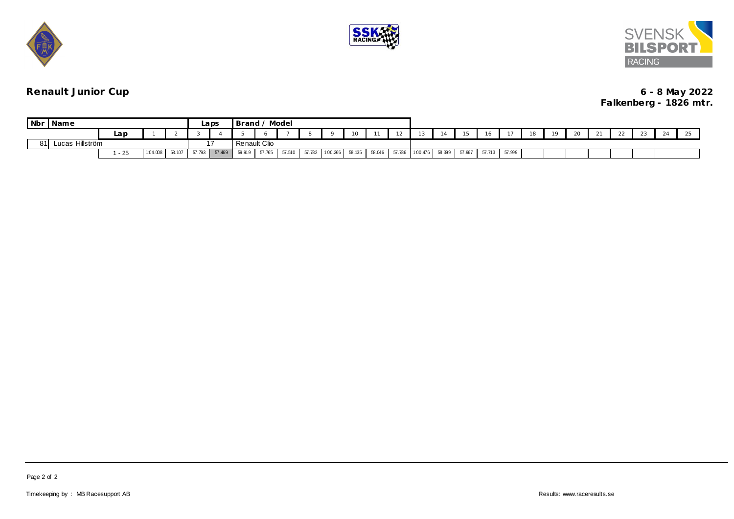## Renault Junior Cup

**6 - 8 May 2022**
**Falkenberg - 1826 mtr.**

| Nbr | Name | Lap | 1 | 2 | 3 | 4 | 5 | 6 | 7 | 8 | 9 | 10 | 11 | 12 | 13 | 14 | 15 | 16 | 17 | 18 | 19 | 20 | 21 | 22 | 23 | 24 | 25 |
|---|---|---|---|---|---|---|---|---|---|---|---|---|---|---|---|---|---|---|---|---|---|---|---|---|---|---|---|
| 81 | Lucas Hillström | | | | Laps: 17 | | Brand / Model: Renault Clio | | | | | | | | | | | | | | | | | | | | |
| | | 1 - 25 | 1:04.008 | 58.107 | 57.793 | 57.469 | 59.919 | 57.765 | 57.510 | 57.782 | 1:00.366 | 58.135 | 58.046 | 57.786 | 1:00.476 | 58.399 | 57.967 | 57.713 | 57.999 | | | | | | | | |

Timekeeping by : MB Racesupport AB

Results: www.raceresults.se